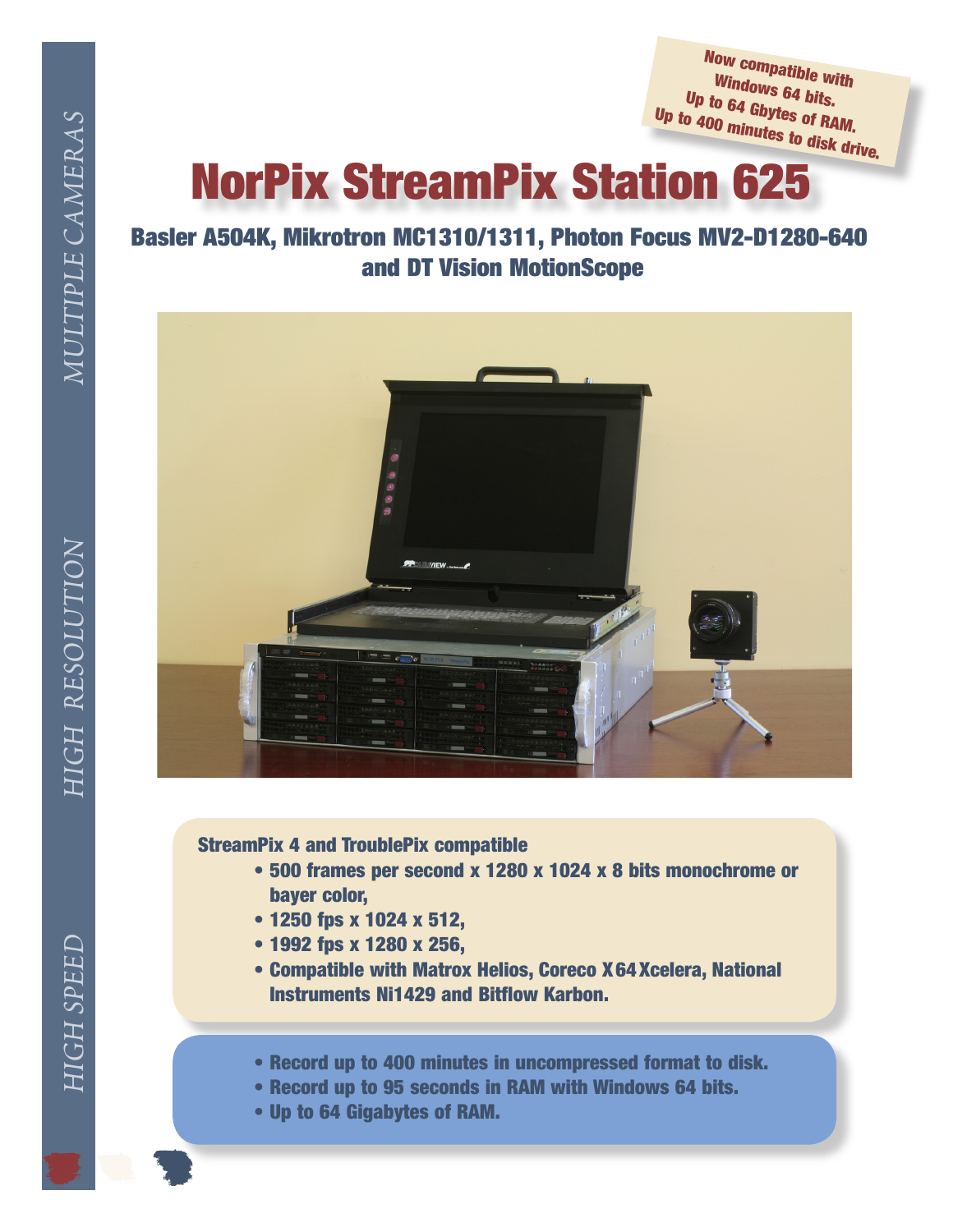MULTIPLE CAMERAS HIGH RESOLUTION HIGH SPEED

**Now compatible with Windows 64 bits.**
**Up to 64 Gbytes of RAM.**
**Up to 400 minutes to disk drive.**

# NorPix StreamPix Station 625

## Basler A504K, Mikrotron MC1310/1311, Photon Focus MV2-D1280-640 and DT Vision MotionScope

**StreamPix 4 and TroublePix compatible**

- **500 frames per second x 1280 x 1024 x 8 bits monochrome or bayer color,**
- **1250 fps x 1024 x 512,**
- **1992 fps x 1280 x 256,**
- **Compatible with Matrox Helios, Coreco X64Xcelera, National Instruments Ni1429 and Bitflow Karbon.**

- **Record up to 400 minutes in uncompressed format to disk.**
- **Record up to 95 seconds in RAM with Windows 64 bits.**
- **Up to 64 Gigabytes of RAM.**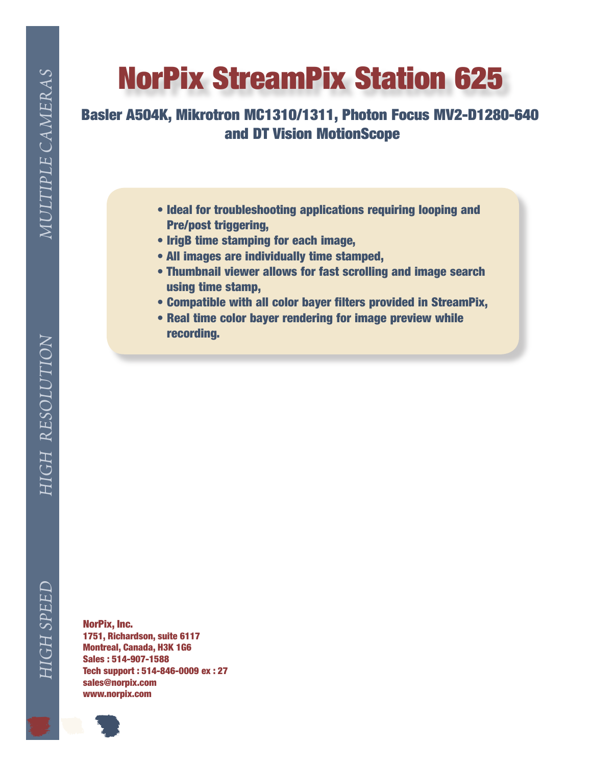# NorPix StreamPix Station 625

## Basler A504K, Mikrotron MC1310/1311, Photon Focus MV2-D1280-640 and DT Vision MotionScope

- Ideal for troubleshooting applications requiring looping and Pre/post triggering,
- IrigB time stamping for each image,
- All images are individually time stamped,
- Thumbnail viewer allows for fast scrolling and image search using time stamp,
- Compatible with all color bayer filters provided in StreamPix,
- Real time color bayer rendering for image preview while recording.

HIGH SPEED HIGH RESOLUTION MULTIPLE CAMERAS

**NorPix, Inc.**
**1751, Richardson, suite 6117**
**Montreal, Canada, H3K 1G6**
**Sales : 514-907-1588**
**Tech support : 514-846-0009 ex : 27**
**sales@norpix.com**
**www.norpix.com**